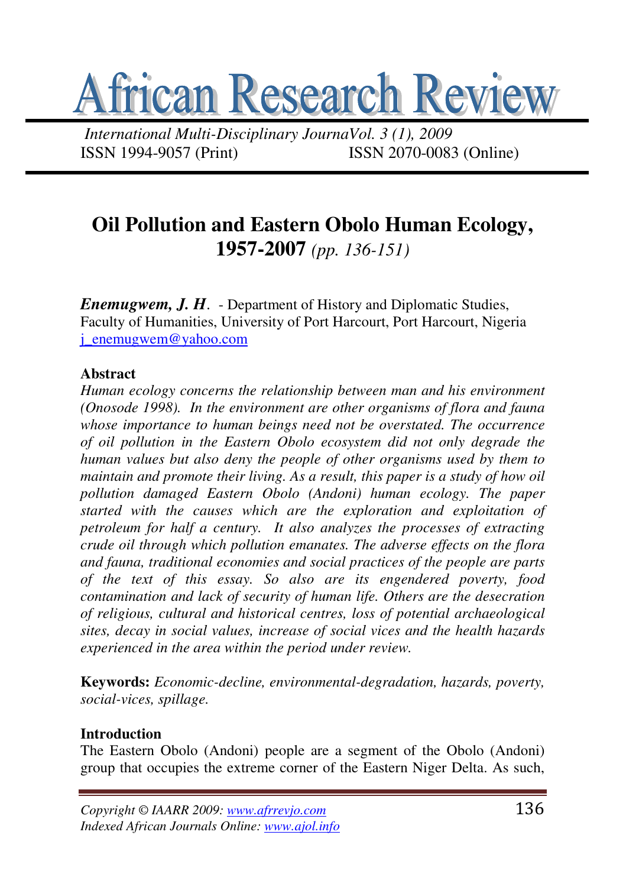# African Research Review

*International Multi-Disciplinary JournaVol. 3 (1), 2009*
ISSN 1994-9057 (Print) ISSN 2070-0083 (Online)

## Oil Pollution and Eastern Obolo Human Ecology, 1957-2007 *(pp. 136-151)*

***Enemugwem, J. H***. - Department of History and Diplomatic Studies, Faculty of Humanities, University of Port Harcourt, Port Harcourt, Nigeria
j_enemugwem@yahoo.com

### Abstract

*Human ecology concerns the relationship between man and his environment (Onosode 1998). In the environment are other organisms of flora and fauna whose importance to human beings need not be overstated. The occurrence of oil pollution in the Eastern Obolo ecosystem did not only degrade the human values but also deny the people of other organisms used by them to maintain and promote their living. As a result, this paper is a study of how oil pollution damaged Eastern Obolo (Andoni) human ecology. The paper started with the causes which are the exploration and exploitation of petroleum for half a century. It also analyzes the processes of extracting crude oil through which pollution emanates. The adverse effects on the flora and fauna, traditional economies and social practices of the people are parts of the text of this essay. So also are its engendered poverty, food contamination and lack of security of human life. Others are the desecration of religious, cultural and historical centres, loss of potential archaeological sites, decay in social values, increase of social vices and the health hazards experienced in the area within the period under review.*

**Keywords:** *Economic-decline, environmental-degradation, hazards, poverty, social-vices, spillage.*

### Introduction

The Eastern Obolo (Andoni) people are a segment of the Obolo (Andoni) group that occupies the extreme corner of the Eastern Niger Delta. As such,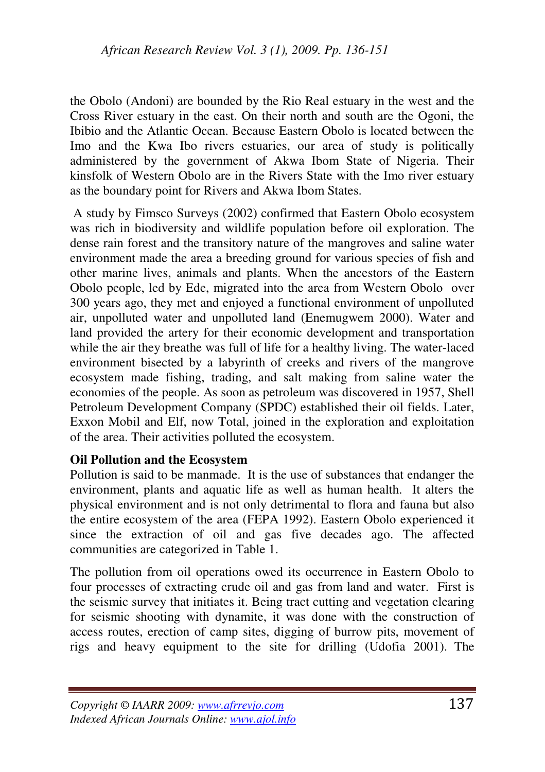the Obolo (Andoni) are bounded by the Rio Real estuary in the west and the Cross River estuary in the east. On their north and south are the Ogoni, the Ibibio and the Atlantic Ocean. Because Eastern Obolo is located between the Imo and the Kwa Ibo rivers estuaries, our area of study is politically administered by the government of Akwa Ibom State of Nigeria. Their kinsfolk of Western Obolo are in the Rivers State with the Imo river estuary as the boundary point for Rivers and Akwa Ibom States.

A study by Fimsco Surveys (2002) confirmed that Eastern Obolo ecosystem was rich in biodiversity and wildlife population before oil exploration. The dense rain forest and the transitory nature of the mangroves and saline water environment made the area a breeding ground for various species of fish and other marine lives, animals and plants. When the ancestors of the Eastern Obolo people, led by Ede, migrated into the area from Western Obolo over 300 years ago, they met and enjoyed a functional environment of unpolluted air, unpolluted water and unpolluted land (Enemugwem 2000). Water and land provided the artery for their economic development and transportation while the air they breathe was full of life for a healthy living. The water-laced environment bisected by a labyrinth of creeks and rivers of the mangrove ecosystem made fishing, trading, and salt making from saline water the economies of the people. As soon as petroleum was discovered in 1957, Shell Petroleum Development Company (SPDC) established their oil fields. Later, Exxon Mobil and Elf, now Total, joined in the exploration and exploitation of the area. Their activities polluted the ecosystem.

**Oil Pollution and the Ecosystem**

Pollution is said to be manmade. It is the use of substances that endanger the environment, plants and aquatic life as well as human health. It alters the physical environment and is not only detrimental to flora and fauna but also the entire ecosystem of the area (FEPA 1992). Eastern Obolo experienced it since the extraction of oil and gas five decades ago. The affected communities are categorized in Table 1.

The pollution from oil operations owed its occurrence in Eastern Obolo to four processes of extracting crude oil and gas from land and water. First is the seismic survey that initiates it. Being tract cutting and vegetation clearing for seismic shooting with dynamite, it was done with the construction of access routes, erection of camp sites, digging of burrow pits, movement of rigs and heavy equipment to the site for drilling (Udofia 2001). The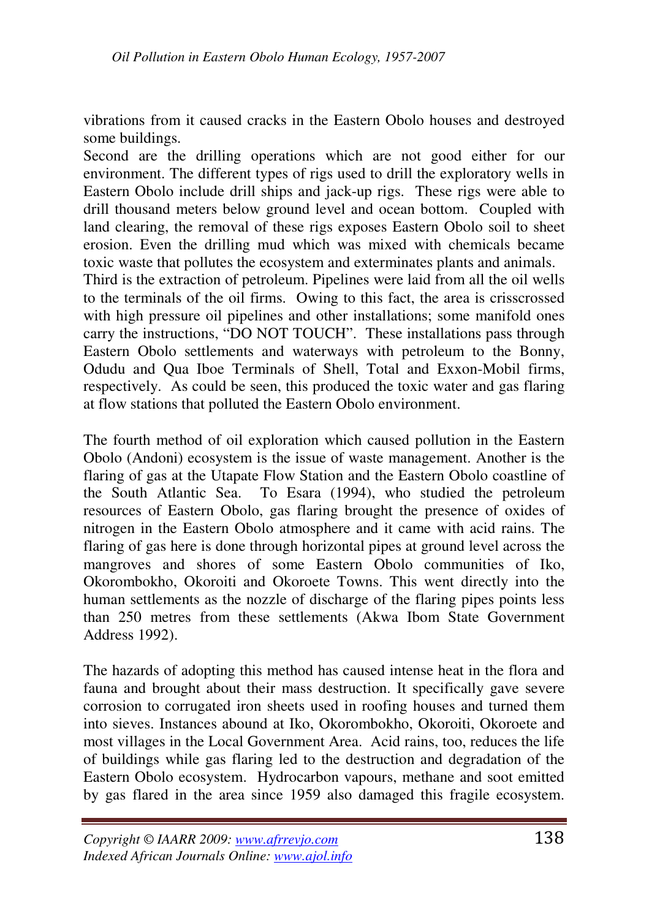vibrations from it caused cracks in the Eastern Obolo houses and destroyed some buildings.
Second are the drilling operations which are not good either for our environment. The different types of rigs used to drill the exploratory wells in Eastern Obolo include drill ships and jack-up rigs. These rigs were able to drill thousand meters below ground level and ocean bottom. Coupled with land clearing, the removal of these rigs exposes Eastern Obolo soil to sheet erosion. Even the drilling mud which was mixed with chemicals became toxic waste that pollutes the ecosystem and exterminates plants and animals.
Third is the extraction of petroleum. Pipelines were laid from all the oil wells to the terminals of the oil firms. Owing to this fact, the area is crisscrossed with high pressure oil pipelines and other installations; some manifold ones carry the instructions, "DO NOT TOUCH". These installations pass through Eastern Obolo settlements and waterways with petroleum to the Bonny, Odudu and Qua Iboe Terminals of Shell, Total and Exxon-Mobil firms, respectively. As could be seen, this produced the toxic water and gas flaring at flow stations that polluted the Eastern Obolo environment.

The fourth method of oil exploration which caused pollution in the Eastern Obolo (Andoni) ecosystem is the issue of waste management. Another is the flaring of gas at the Utapate Flow Station and the Eastern Obolo coastline of the South Atlantic Sea. To Esara (1994), who studied the petroleum resources of Eastern Obolo, gas flaring brought the presence of oxides of nitrogen in the Eastern Obolo atmosphere and it came with acid rains. The flaring of gas here is done through horizontal pipes at ground level across the mangroves and shores of some Eastern Obolo communities of Iko, Okorombokho, Okoroiti and Okoroete Towns. This went directly into the human settlements as the nozzle of discharge of the flaring pipes points less than 250 metres from these settlements (Akwa Ibom State Government Address 1992).

The hazards of adopting this method has caused intense heat in the flora and fauna and brought about their mass destruction. It specifically gave severe corrosion to corrugated iron sheets used in roofing houses and turned them into sieves. Instances abound at Iko, Okorombokho, Okoroiti, Okoroete and most villages in the Local Government Area. Acid rains, too, reduces the life of buildings while gas flaring led to the destruction and degradation of the Eastern Obolo ecosystem. Hydrocarbon vapours, methane and soot emitted by gas flared in the area since 1959 also damaged this fragile ecosystem.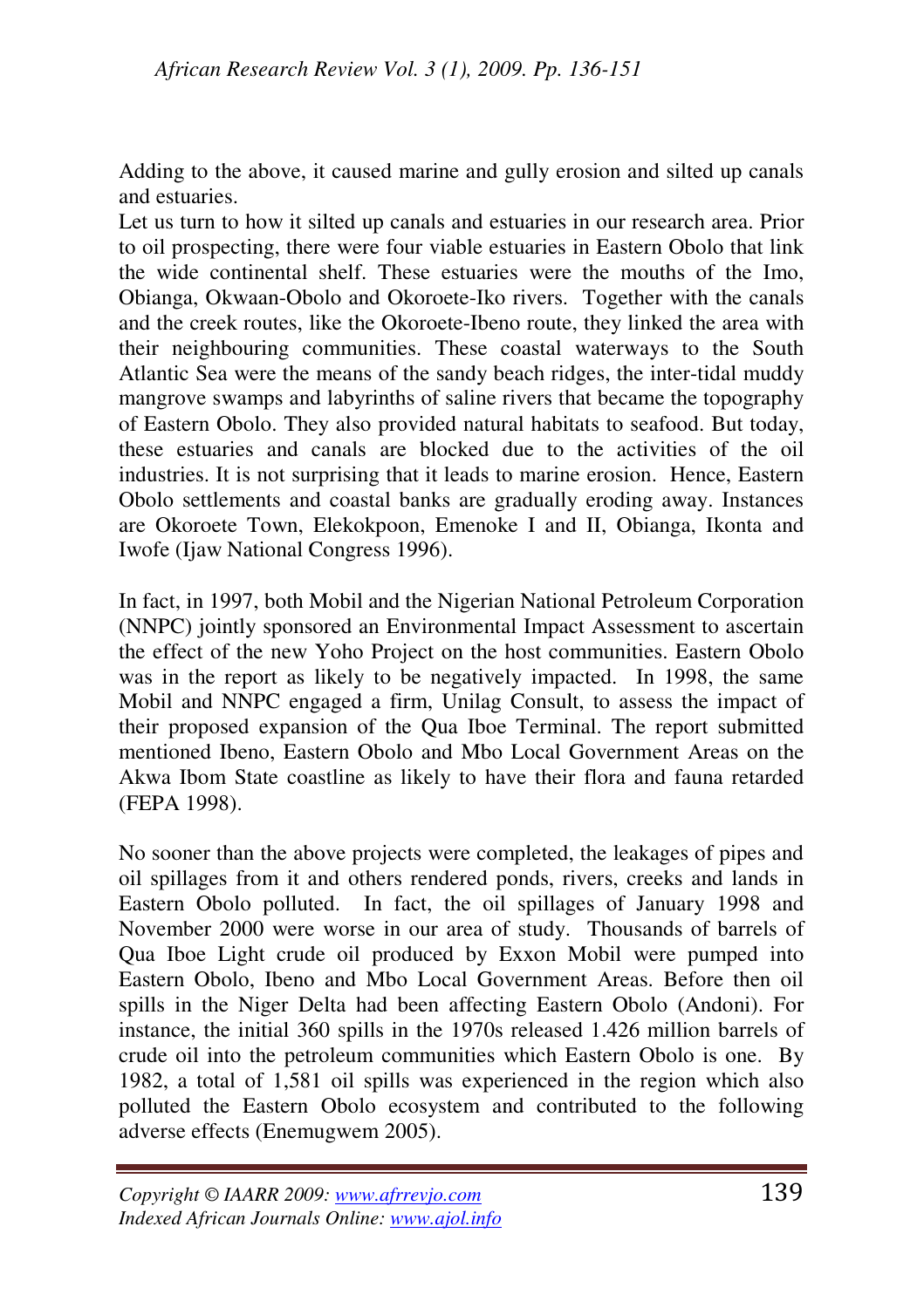Adding to the above, it caused marine and gully erosion and silted up canals and estuaries.

Let us turn to how it silted up canals and estuaries in our research area. Prior to oil prospecting, there were four viable estuaries in Eastern Obolo that link the wide continental shelf. These estuaries were the mouths of the Imo, Obianga, Okwaan-Obolo and Okoroete-Iko rivers. Together with the canals and the creek routes, like the Okoroete-Ibeno route, they linked the area with their neighbouring communities. These coastal waterways to the South Atlantic Sea were the means of the sandy beach ridges, the inter-tidal muddy mangrove swamps and labyrinths of saline rivers that became the topography of Eastern Obolo. They also provided natural habitats to seafood. But today, these estuaries and canals are blocked due to the activities of the oil industries. It is not surprising that it leads to marine erosion. Hence, Eastern Obolo settlements and coastal banks are gradually eroding away. Instances are Okoroete Town, Elekokpoon, Emenoke I and II, Obianga, Ikonta and Iwofe (Ijaw National Congress 1996).

In fact, in 1997, both Mobil and the Nigerian National Petroleum Corporation (NNPC) jointly sponsored an Environmental Impact Assessment to ascertain the effect of the new Yoho Project on the host communities. Eastern Obolo was in the report as likely to be negatively impacted. In 1998, the same Mobil and NNPC engaged a firm, Unilag Consult, to assess the impact of their proposed expansion of the Qua Iboe Terminal. The report submitted mentioned Ibeno, Eastern Obolo and Mbo Local Government Areas on the Akwa Ibom State coastline as likely to have their flora and fauna retarded (FEPA 1998).

No sooner than the above projects were completed, the leakages of pipes and oil spillages from it and others rendered ponds, rivers, creeks and lands in Eastern Obolo polluted. In fact, the oil spillages of January 1998 and November 2000 were worse in our area of study. Thousands of barrels of Qua Iboe Light crude oil produced by Exxon Mobil were pumped into Eastern Obolo, Ibeno and Mbo Local Government Areas. Before then oil spills in the Niger Delta had been affecting Eastern Obolo (Andoni). For instance, the initial 360 spills in the 1970s released 1.426 million barrels of crude oil into the petroleum communities which Eastern Obolo is one. By 1982, a total of 1,581 oil spills was experienced in the region which also polluted the Eastern Obolo ecosystem and contributed to the following adverse effects (Enemugwem 2005).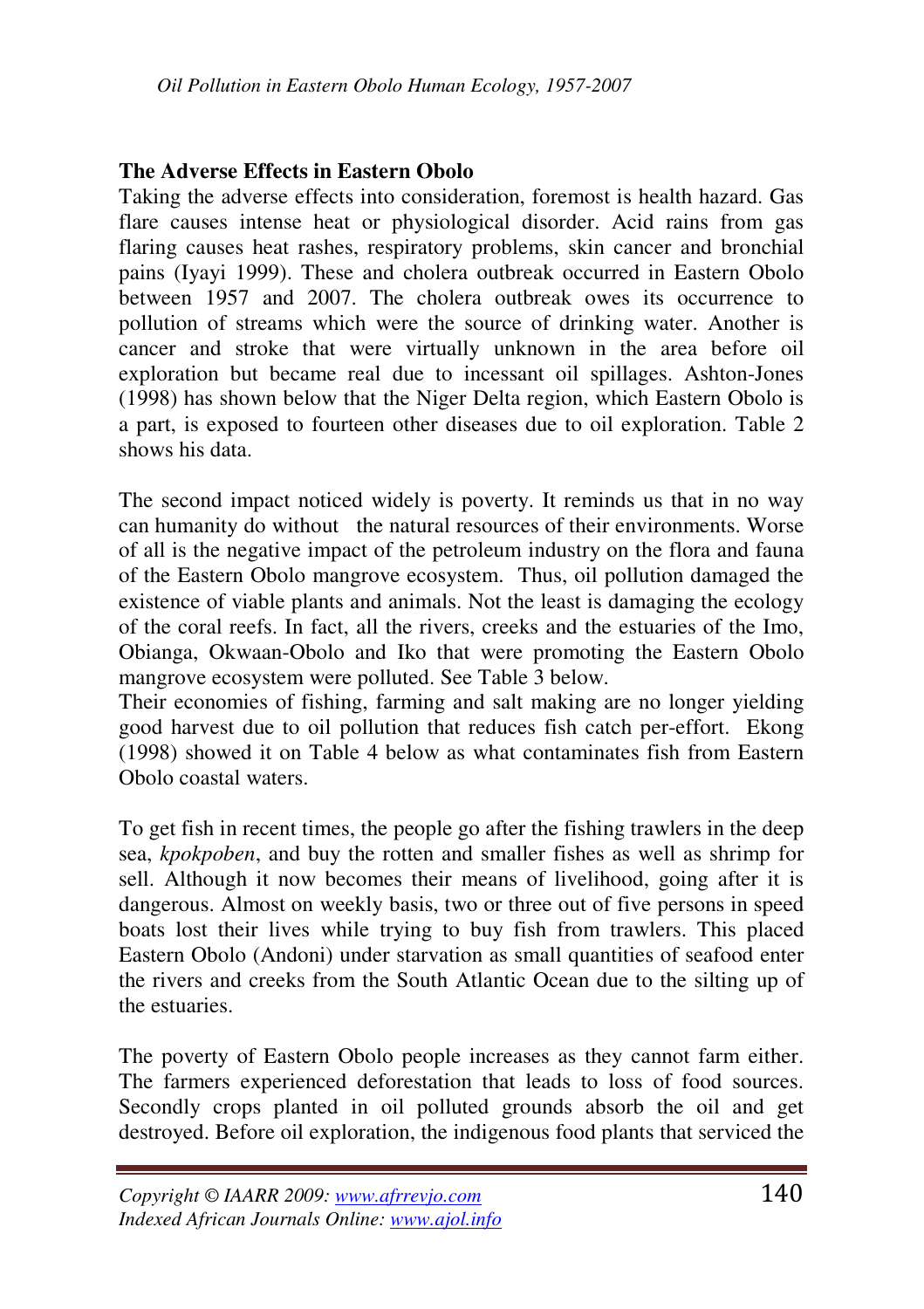**The Adverse Effects in Eastern Obolo**

Taking the adverse effects into consideration, foremost is health hazard. Gas flare causes intense heat or physiological disorder. Acid rains from gas flaring causes heat rashes, respiratory problems, skin cancer and bronchial pains (Iyayi 1999). These and cholera outbreak occurred in Eastern Obolo between 1957 and 2007. The cholera outbreak owes its occurrence to pollution of streams which were the source of drinking water. Another is cancer and stroke that were virtually unknown in the area before oil exploration but became real due to incessant oil spillages. Ashton-Jones (1998) has shown below that the Niger Delta region, which Eastern Obolo is a part, is exposed to fourteen other diseases due to oil exploration. Table 2 shows his data.

The second impact noticed widely is poverty. It reminds us that in no way can humanity do without the natural resources of their environments. Worse of all is the negative impact of the petroleum industry on the flora and fauna of the Eastern Obolo mangrove ecosystem. Thus, oil pollution damaged the existence of viable plants and animals. Not the least is damaging the ecology of the coral reefs. In fact, all the rivers, creeks and the estuaries of the Imo, Obianga, Okwaan-Obolo and Iko that were promoting the Eastern Obolo mangrove ecosystem were polluted. See Table 3 below.

Their economies of fishing, farming and salt making are no longer yielding good harvest due to oil pollution that reduces fish catch per-effort. Ekong (1998) showed it on Table 4 below as what contaminates fish from Eastern Obolo coastal waters.

To get fish in recent times, the people go after the fishing trawlers in the deep sea, *kpokpoben*, and buy the rotten and smaller fishes as well as shrimp for sell. Although it now becomes their means of livelihood, going after it is dangerous. Almost on weekly basis, two or three out of five persons in speed boats lost their lives while trying to buy fish from trawlers. This placed Eastern Obolo (Andoni) under starvation as small quantities of seafood enter the rivers and creeks from the South Atlantic Ocean due to the silting up of the estuaries.

The poverty of Eastern Obolo people increases as they cannot farm either. The farmers experienced deforestation that leads to loss of food sources. Secondly crops planted in oil polluted grounds absorb the oil and get destroyed. Before oil exploration, the indigenous food plants that serviced the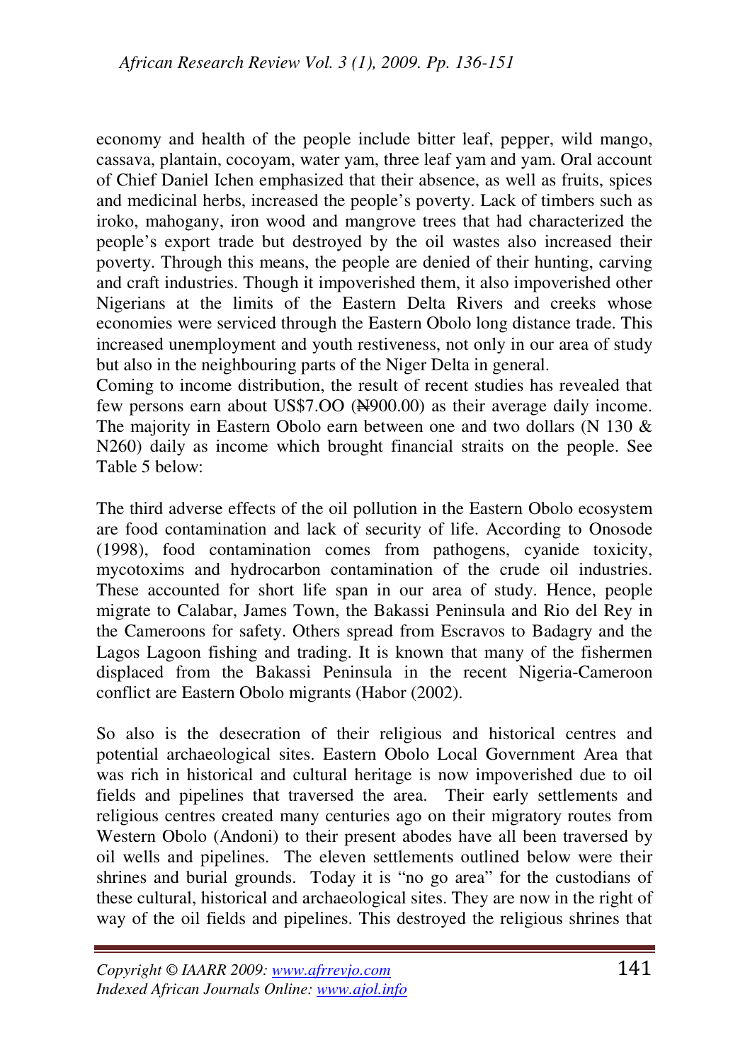economy and health of the people include bitter leaf, pepper, wild mango, cassava, plantain, cocoyam, water yam, three leaf yam and yam. Oral account of Chief Daniel Ichen emphasized that their absence, as well as fruits, spices and medicinal herbs, increased the people's poverty. Lack of timbers such as iroko, mahogany, iron wood and mangrove trees that had characterized the people's export trade but destroyed by the oil wastes also increased their poverty. Through this means, the people are denied of their hunting, carving and craft industries. Though it impoverished them, it also impoverished other Nigerians at the limits of the Eastern Delta Rivers and creeks whose economies were serviced through the Eastern Obolo long distance trade. This increased unemployment and youth restiveness, not only in our area of study but also in the neighbouring parts of the Niger Delta in general.

Coming to income distribution, the result of recent studies has revealed that few persons earn about US$7.OO (₦900.00) as their average daily income. The majority in Eastern Obolo earn between one and two dollars (N 130 & N260) daily as income which brought financial straits on the people. See Table 5 below:

The third adverse effects of the oil pollution in the Eastern Obolo ecosystem are food contamination and lack of security of life. According to Onosode (1998), food contamination comes from pathogens, cyanide toxicity, mycotoxims and hydrocarbon contamination of the crude oil industries. These accounted for short life span in our area of study. Hence, people migrate to Calabar, James Town, the Bakassi Peninsula and Rio del Rey in the Cameroons for safety. Others spread from Escravos to Badagry and the Lagos Lagoon fishing and trading. It is known that many of the fishermen displaced from the Bakassi Peninsula in the recent Nigeria-Cameroon conflict are Eastern Obolo migrants (Habor (2002).

So also is the desecration of their religious and historical centres and potential archaeological sites. Eastern Obolo Local Government Area that was rich in historical and cultural heritage is now impoverished due to oil fields and pipelines that traversed the area. Their early settlements and religious centres created many centuries ago on their migratory routes from Western Obolo (Andoni) to their present abodes have all been traversed by oil wells and pipelines. The eleven settlements outlined below were their shrines and burial grounds. Today it is "no go area" for the custodians of these cultural, historical and archaeological sites. They are now in the right of way of the oil fields and pipelines. This destroyed the religious shrines that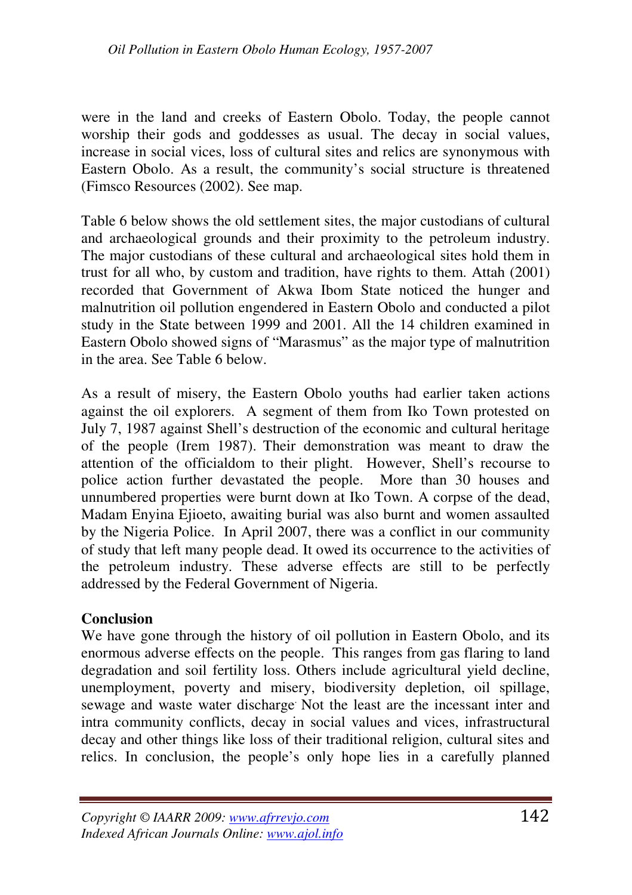were in the land and creeks of Eastern Obolo. Today, the people cannot worship their gods and goddesses as usual. The decay in social values, increase in social vices, loss of cultural sites and relics are synonymous with Eastern Obolo. As a result, the community's social structure is threatened (Fimsco Resources (2002). See map.

Table 6 below shows the old settlement sites, the major custodians of cultural and archaeological grounds and their proximity to the petroleum industry. The major custodians of these cultural and archaeological sites hold them in trust for all who, by custom and tradition, have rights to them. Attah (2001) recorded that Government of Akwa Ibom State noticed the hunger and malnutrition oil pollution engendered in Eastern Obolo and conducted a pilot study in the State between 1999 and 2001. All the 14 children examined in Eastern Obolo showed signs of "Marasmus" as the major type of malnutrition in the area. See Table 6 below.

As a result of misery, the Eastern Obolo youths had earlier taken actions against the oil explorers. A segment of them from Iko Town protested on July 7, 1987 against Shell's destruction of the economic and cultural heritage of the people (Irem 1987). Their demonstration was meant to draw the attention of the officialdom to their plight. However, Shell's recourse to police action further devastated the people. More than 30 houses and unnumbered properties were burnt down at Iko Town. A corpse of the dead, Madam Enyina Ejioeto, awaiting burial was also burnt and women assaulted by the Nigeria Police. In April 2007, there was a conflict in our community of study that left many people dead. It owed its occurrence to the activities of the petroleum industry. These adverse effects are still to be perfectly addressed by the Federal Government of Nigeria.

**Conclusion**

We have gone through the history of oil pollution in Eastern Obolo, and its enormous adverse effects on the people. This ranges from gas flaring to land degradation and soil fertility loss. Others include agricultural yield decline, unemployment, poverty and misery, biodiversity depletion, oil spillage, sewage and waste water discharge· Not the least are the incessant inter and intra community conflicts, decay in social values and vices, infrastructural decay and other things like loss of their traditional religion, cultural sites and relics. In conclusion, the people's only hope lies in a carefully planned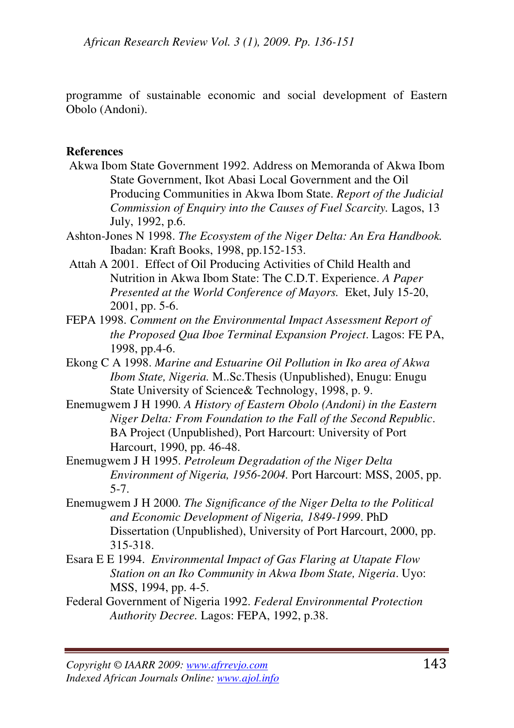programme of sustainable economic and social development of Eastern Obolo (Andoni).

**References**

Akwa Ibom State Government 1992. Address on Memoranda of Akwa Ibom State Government, Ikot Abasi Local Government and the Oil Producing Communities in Akwa Ibom State. *Report of the Judicial Commission of Enquiry into the Causes of Fuel Scarcity.* Lagos, 13 July, 1992, p.6.

Ashton-Jones N 1998. *The Ecosystem of the Niger Delta: An Era Handbook.* Ibadan: Kraft Books, 1998, pp.152-153.

Attah A 2001. Effect of Oil Producing Activities of Child Health and Nutrition in Akwa Ibom State: The C.D.T. Experience. *A Paper Presented at the World Conference of Mayors.* Eket, July 15-20, 2001, pp. 5-6.

FEPA 1998. *Comment on the Environmental Impact Assessment Report of the Proposed Qua Iboe Terminal Expansion Project*. Lagos: FE PA, 1998, pp.4-6.

Ekong C A 1998. *Marine and Estuarine Oil Pollution in Iko area of Akwa Ibom State, Nigeria.* M..Sc.Thesis (Unpublished), Enugu: Enugu State University of Science& Technology, 1998, p. 9.

Enemugwem J H 1990. *A History of Eastern Obolo (Andoni) in the Eastern Niger Delta: From Foundation to the Fall of the Second Republic*. BA Project (Unpublished), Port Harcourt: University of Port Harcourt, 1990, pp. 46-48.

Enemugwem J H 1995. *Petroleum Degradation of the Niger Delta Environment of Nigeria, 1956-2004.* Port Harcourt: MSS, 2005, pp. 5-7.

Enemugwem J H 2000. *The Significance of the Niger Delta to the Political and Economic Development of Nigeria, 1849-1999*. PhD Dissertation (Unpublished), University of Port Harcourt, 2000, pp. 315-318.

Esara E E 1994. *Environmental Impact of Gas Flaring at Utapate Flow Station on an Iko Community in Akwa Ibom State, Nigeria*. Uyo: MSS, 1994, pp. 4-5.

Federal Government of Nigeria 1992. *Federal Environmental Protection Authority Decree.* Lagos: FEPA, 1992, p.38.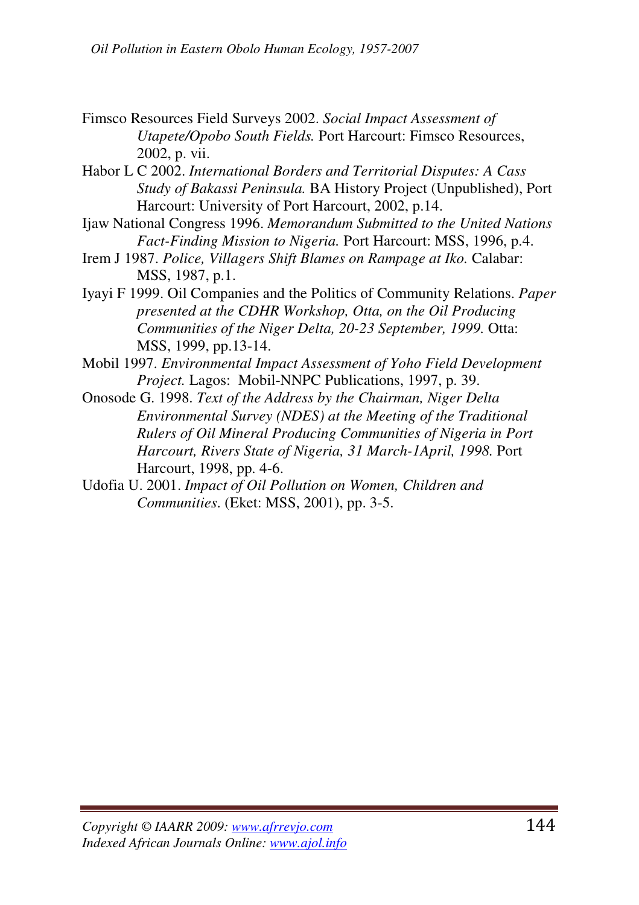Fimsco Resources Field Surveys 2002. *Social Impact Assessment of Utapete/Opobo South Fields.* Port Harcourt: Fimsco Resources, 2002, p. vii.

Habor L C 2002. *International Borders and Territorial Disputes: A Cass Study of Bakassi Peninsula.* BA History Project (Unpublished), Port Harcourt: University of Port Harcourt, 2002, p.14.

Ijaw National Congress 1996. *Memorandum Submitted to the United Nations Fact-Finding Mission to Nigeria.* Port Harcourt: MSS, 1996, p.4.

Irem J 1987. *Police, Villagers Shift Blames on Rampage at Iko.* Calabar: MSS, 1987, p.1.

Iyayi F 1999. Oil Companies and the Politics of Community Relations. *Paper presented at the CDHR Workshop, Otta, on the Oil Producing Communities of the Niger Delta, 20-23 September, 1999.* Otta: MSS, 1999, pp.13-14.

Mobil 1997. *Environmental Impact Assessment of Yoho Field Development Project.* Lagos: Mobil-NNPC Publications, 1997, p. 39.

Onosode G. 1998. *Text of the Address by the Chairman, Niger Delta Environmental Survey (NDES) at the Meeting of the Traditional Rulers of Oil Mineral Producing Communities of Nigeria in Port Harcourt, Rivers State of Nigeria, 31 March-1April, 1998.* Port Harcourt, 1998, pp. 4-6.

Udofia U. 2001. *Impact of Oil Pollution on Women, Children and Communities*. (Eket: MSS, 2001), pp. 3-5.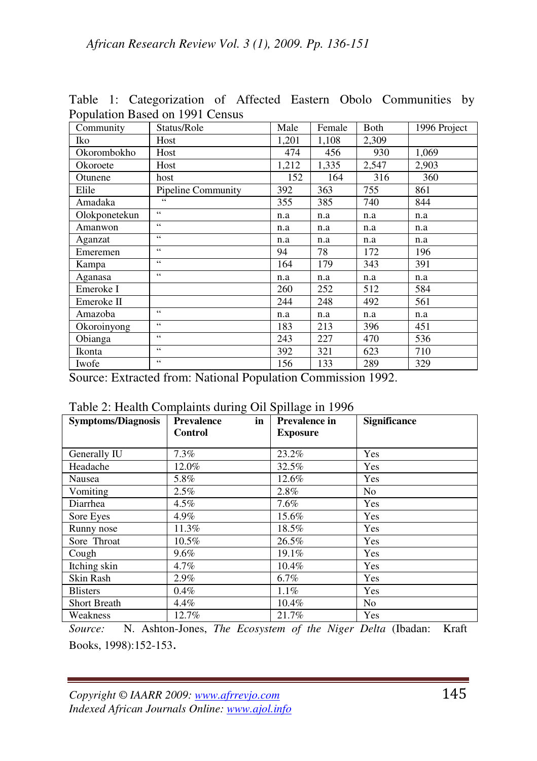Table 1: Categorization of Affected Eastern Obolo Communities by Population Based on 1991 Census

| Community | Status/Role | Male | Female | Both | 1996 Project |
|---|---|---|---|---|---|
| Iko | Host | 1,201 | 1,108 | 2,309 | |
| Okorombokho | Host | 474 | 456 | 930 | 1,069 |
| Okoroete | Host | 1,212 | 1,335 | 2,547 | 2,903 |
| Otunene | host | 152 | 164 | 316 | 360 |
| Elile | Pipeline Community | 392 | 363 | 755 | 861 |
| Amadaka | " | 355 | 385 | 740 | 844 |
| Olokponetekun | " | n.a | n.a | n.a | n.a |
| Amanwon | " | n.a | n.a | n.a | n.a |
| Aganzat | " | n.a | n.a | n.a | n.a |
| Emeremen | " | 94 | 78 | 172 | 196 |
| Kampa | " | 164 | 179 | 343 | 391 |
| Aganasa | " | n.a | n.a | n.a | n.a |
| Emeroke I | | 260 | 252 | 512 | 584 |
| Emeroke II | | 244 | 248 | 492 | 561 |
| Amazoba | " | n.a | n.a | n.a | n.a |
| Okoroinyong | " | 183 | 213 | 396 | 451 |
| Obianga | " | 243 | 227 | 470 | 536 |
| Ikonta | " | 392 | 321 | 623 | 710 |
| Iwofe | " | 156 | 133 | 289 | 329 |

Source: Extracted from: National Population Commission 1992.

Table 2: Health Complaints during Oil Spillage in 1996

| **Symptoms/Diagnosis** | **Prevalence in Control** | **Prevalence in Exposure** | **Significance** |
|---|---|---|---|
| Generally IU | 7.3% | 23.2% | Yes |
| Headache | 12.0% | 32.5% | Yes |
| Nausea | 5.8% | 12.6% | Yes |
| Vomiting | 2.5% | 2.8% | No |
| Diarrhea | 4.5% | 7.6% | Yes |
| Sore Eyes | 4.9% | 15.6% | Yes |
| Runny nose | 11.3% | 18.5% | Yes |
| Sore Throat | 10.5% | 26.5% | Yes |
| Cough | 9.6% | 19.1% | Yes |
| Itching skin | 4.7% | 10.4% | Yes |
| Skin Rash | 2.9% | 6.7% | Yes |
| Blisters | 0.4% | 1.1% | Yes |
| Short Breath | 4.4% | 10.4% | No |
| Weakness | 12.7% | 21.7% | Yes |

*Source:* N. Ashton-Jones, *The Ecosystem of the Niger Delta* (Ibadan: Kraft Books, 1998):152-153.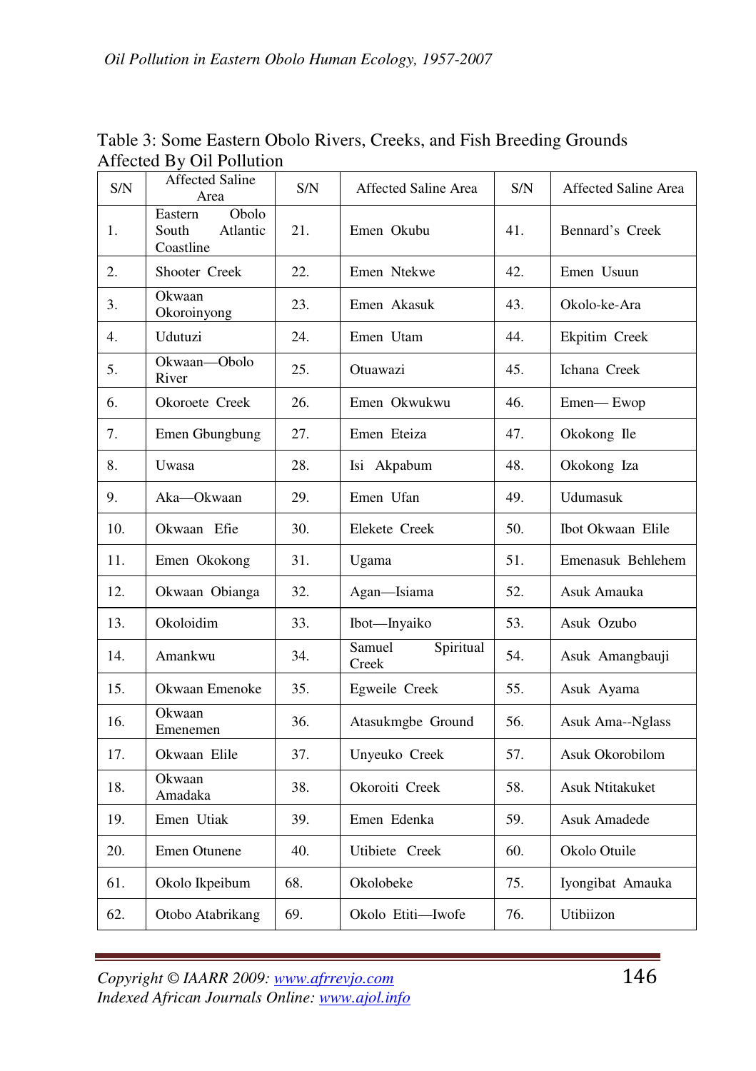Table 3: Some Eastern Obolo Rivers, Creeks, and Fish Breeding Grounds Affected By Oil Pollution

| S/N | Affected Saline Area | S/N | Affected Saline Area | S/N | Affected Saline Area |
|---|---|---|---|---|---|
| 1. | Eastern Obolo South Atlantic Coastline | 21. | Emen Okubu | 41. | Bennard's Creek |
| 2. | Shooter Creek | 22. | Emen Ntekwe | 42. | Emen Usuun |
| 3. | Okwaan Okoroinyong | 23. | Emen Akasuk | 43. | Okolo-ke-Ara |
| 4. | Udutuzi | 24. | Emen Utam | 44. | Ekpitim Creek |
| 5. | Okwaan—Obolo River | 25. | Otuawazi | 45. | Ichana Creek |
| 6. | Okoroete Creek | 26. | Emen Okwukwu | 46. | Emen— Ewop |
| 7. | Emen Gbungbung | 27. | Emen Eteiza | 47. | Okokong Ile |
| 8. | Uwasa | 28. | Isi Akpabum | 48. | Okokong Iza |
| 9. | Aka—Okwaan | 29. | Emen Ufan | 49. | Udumasuk |
| 10. | Okwaan Efie | 30. | Elekete Creek | 50. | Ibot Okwaan Elile |
| 11. | Emen Okokong | 31. | Ugama | 51. | Emenasuk Behlehem |
| 12. | Okwaan Obianga | 32. | Agan—Isiama | 52. | Asuk Amauka |
| 13. | Okoloidim | 33. | Ibot—Inyaiko | 53. | Asuk Ozubo |
| 14. | Amankwu | 34. | Samuel Spiritual Creek | 54. | Asuk Amangbauji |
| 15. | Okwaan Emenoke | 35. | Egweile Creek | 55. | Asuk Ayama |
| 16. | Okwaan Ememenen | 36. | Atasukmgbe Ground | 56. | Asuk Ama--Nglass |
| 17. | Okwaan Elile | 37. | Unyeuko Creek | 57. | Asuk Okorobilom |
| 18. | Okwaan Amadaka | 38. | Okoroiti Creek | 58. | Asuk Ntitakuket |
| 19. | Emen Utiak | 39. | Emen Edenka | 59. | Asuk Amadede |
| 20. | Emen Otunene | 40. | Utibiete Creek | 60. | Okolo Otuile |
| 61. | Okolo Ikpeibum | 68. | Okolobeke | 75. | Iyongibat Amauka |
| 62. | Otobo Atabrikang | 69. | Okolo Etiti—Iwofe | 76. | Utibiizon |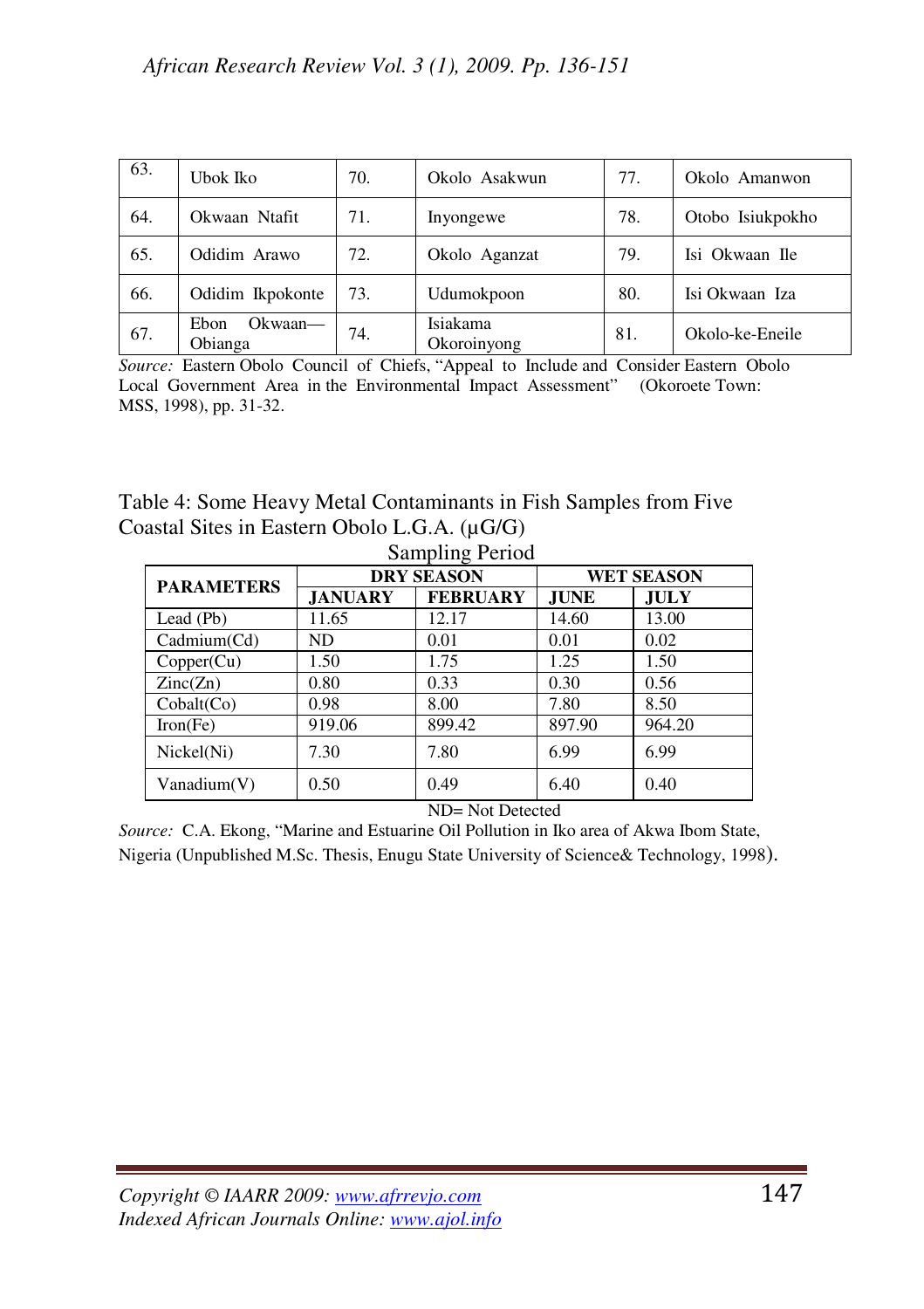| | | | | | |
|---|---|---|---|---|---|
| 63. | Ubok Iko | 70. | Okolo Asakwun | 77. | Okolo Amanwon |
| 64. | Okwaan Ntafit | 71. | Inyongewe | 78. | Otobo Isiukpokho |
| 65. | Odidim Arawo | 72. | Okolo Aganzat | 79. | Isi Okwaan Ile |
| 66. | Odidim Ikpokonte | 73. | Udumokpoon | 80. | Isi Okwaan Iza |
| 67. | Ebon Okwaan—Obianga | 74. | Isiakama Okoroinyong | 81. | Okolo-ke-Eneile |

*Source:* Eastern Obolo Council of Chiefs, "Appeal to Include and Consider Eastern Obolo Local Government Area in the Environmental Impact Assessment" (Okoroete Town: MSS, 1998), pp. 31-32.

Table 4: Some Heavy Metal Contaminants in Fish Samples from Five Coastal Sites in Eastern Obolo L.G.A. (μG/G)

Sampling Period

| PARAMETERS | DRY SEASON | | WET SEASON | |
|---|---|---|---|---|
| | JANUARY | FEBRUARY | JUNE | JULY |
| Lead (Pb) | 11.65 | 12.17 | 14.60 | 13.00 |
| Cadmium(Cd) | ND | 0.01 | 0.01 | 0.02 |
| Copper(Cu) | 1.50 | 1.75 | 1.25 | 1.50 |
| Zinc(Zn) | 0.80 | 0.33 | 0.30 | 0.56 |
| Cobalt(Co) | 0.98 | 8.00 | 7.80 | 8.50 |
| Iron(Fe) | 919.06 | 899.42 | 897.90 | 964.20 |
| Nickel(Ni) | 7.30 | 7.80 | 6.99 | 6.99 |
| Vanadium(V) | 0.50 | 0.49 | 6.40 | 0.40 |

ND= Not Detected

*Source:* C.A. Ekong, "Marine and Estuarine Oil Pollution in Iko area of Akwa Ibom State, Nigeria (Unpublished M.Sc. Thesis, Enugu State University of Science& Technology, 1998).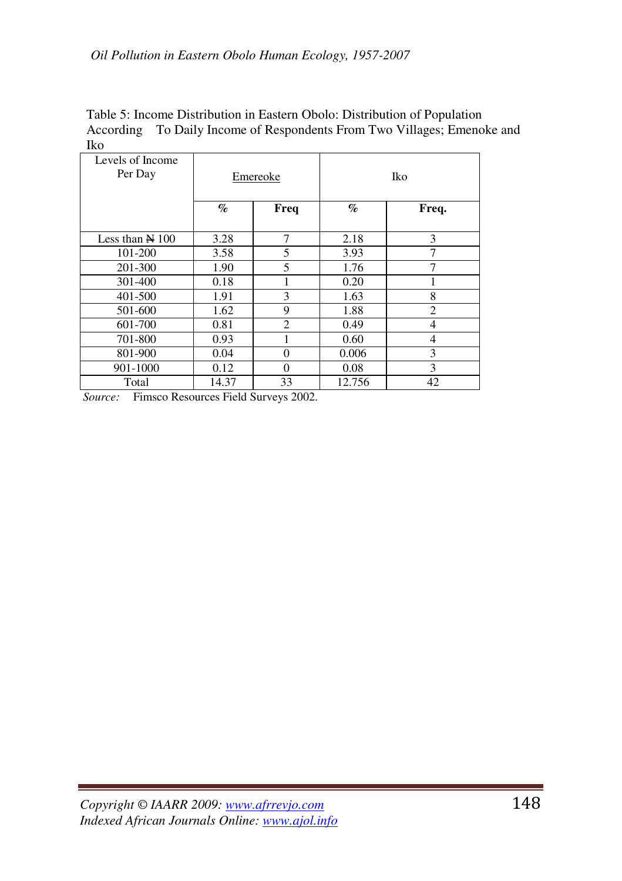Table 5: Income Distribution in Eastern Obolo: Distribution of Population According To Daily Income of Respondents From Two Villages; Emenoke and Iko

| Levels of Income Per Day | Emereoke | | Iko | |
|---|---|---|---|---|
| | **%** | **Freq** | **%** | **Freq.** |
| Less than ₦ 100 | 3.28 | 7 | 2.18 | 3 |
| 101-200 | 3.58 | 5 | 3.93 | 7 |
| 201-300 | 1.90 | 5 | 1.76 | 7 |
| 301-400 | 0.18 | 1 | 0.20 | 1 |
| 401-500 | 1.91 | 3 | 1.63 | 8 |
| 501-600 | 1.62 | 9 | 1.88 | 2 |
| 601-700 | 0.81 | 2 | 0.49 | 4 |
| 701-800 | 0.93 | 1 | 0.60 | 4 |
| 801-900 | 0.04 | 0 | 0.006 | 3 |
| 901-1000 | 0.12 | 0 | 0.08 | 3 |
| Total | 14.37 | 33 | 12.756 | 42 |

*Source:* Fimsco Resources Field Surveys 2002.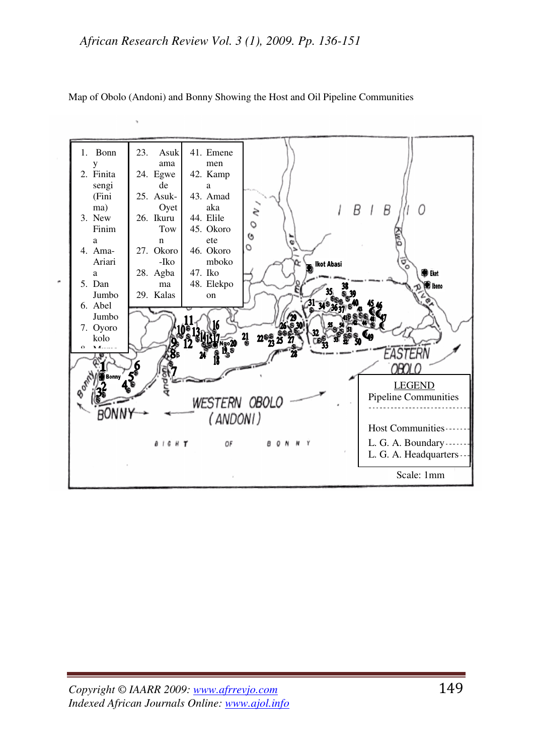Map of Obolo (Andoni) and Bonny Showing the Host and Oil Pipeline Communities

| | | |
|---|---|---|
| 1. Bonny | 23. Asukama | 41. Emenemen |
| 2. Finitasengi (Finima) | 24. Egwede | 42. Kampa |
| 3. New Finima | 25. Asuk-Oyet | 43. Amadaka |
| 4. Ama-Ariaria | 26. Ikuru Town | 44. Elile |
| 5. Dan Jumbo | 27. Okoro-Iko | 45. Okoroete |
| 6. Abel Jumbo | 28. Agbama | 46. Okorombokho |
| 7. Oyorokolo | 29. Kalas | 47. Iko |
| 8. ... | | 48. Elekpoon |

IBIBIO

OGONI

Ikot Abasi

Eket

Ibeno

Imo River

Kwa Ibo River

Bonny River

Andoni River

Bonny

Ngo

EASTERN OBOLO

WESTERN OBOLO (ANDONI)

BONNY

BIGHT OF BONNY

LEGEND
Pipeline Communities
Host Communities
L. G. A. Boundary
L. G. A. Headquarters

Scale: 1mm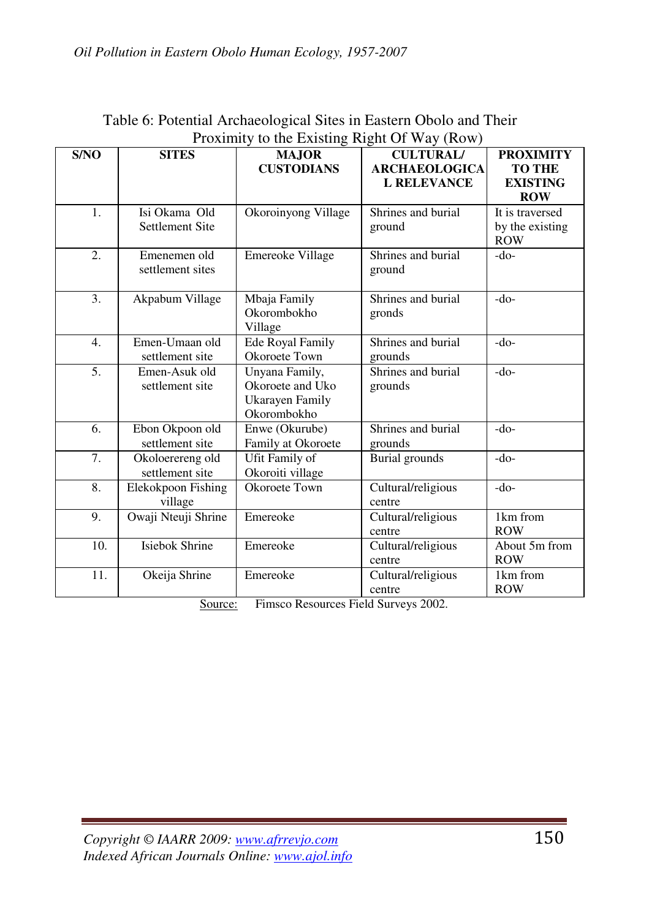Table 6: Potential Archaeological Sites in Eastern Obolo and Their Proximity to the Existing Right Of Way (Row)

| S/NO | SITES | MAJOR CUSTODIANS | CULTURAL/ ARCHAEOLOGICAL RELEVANCE | PROXIMITY TO THE EXISTING ROW |
|---|---|---|---|---|
| 1. | Isi Okama Old Settlement Site | Okoroinyong Village | Shrines and burial ground | It is traversed by the existing ROW |
| 2. | Emenemen old settlement sites | Emereoke Village | Shrines and burial ground | -do- |
| 3. | Akpabum Village | Mbaja Family Okorombokho Village | Shrines and burial gronds | -do- |
| 4. | Emen-Umaan old settlement site | Ede Royal Family Okoroete Town | Shrines and burial grounds | -do- |
| 5. | Emen-Asuk old settlement site | Unyana Family, Okoroete and Uko Ukarayen Family Okorombokho | Shrines and burial grounds | -do- |
| 6. | Ebon Okpoon old settlement site | Enwe (Okurube) Family at Okoroete | Shrines and burial grounds | -do- |
| 7. | Okoloerereng old settlement site | Ufit Family of Okoroiti village | Burial grounds | -do- |
| 8. | Elekokpoon Fishing village | Okoroete Town | Cultural/religious centre | -do- |
| 9. | Owaji Nteuji Shrine | Emereoke | Cultural/religious centre | 1km from ROW |
| 10. | Isiebok Shrine | Emereoke | Cultural/religious centre | About 5m from ROW |
| 11. | Okeija Shrine | Emereoke | Cultural/religious centre | 1km from ROW |

Source: Fimsco Resources Field Surveys 2002.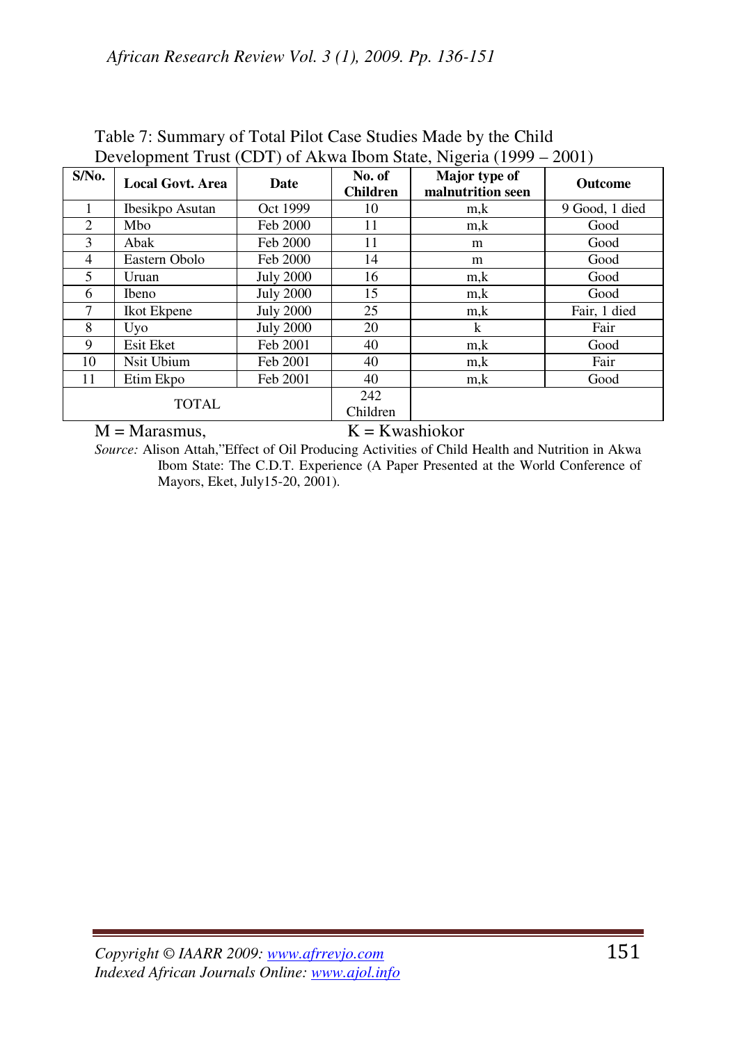Table 7: Summary of Total Pilot Case Studies Made by the Child Development Trust (CDT) of Akwa Ibom State, Nigeria (1999 – 2001)

| S/No. | Local Govt. Area | Date | No. of Children | Major type of malnutrition seen | Outcome |
|---|---|---|---|---|---|
| 1 | Ibesikpo Asutan | Oct 1999 | 10 | m,k | 9 Good, 1 died |
| 2 | Mbo | Feb 2000 | 11 | m,k | Good |
| 3 | Abak | Feb 2000 | 11 | m | Good |
| 4 | Eastern Obolo | Feb 2000 | 14 | m | Good |
| 5 | Uruan | July 2000 | 16 | m,k | Good |
| 6 | Ibeno | July 2000 | 15 | m,k | Good |
| 7 | Ikot Ekpene | July 2000 | 25 | m,k | Fair, 1 died |
| 8 | Uyo | July 2000 | 20 | k | Fair |
| 9 | Esit Eket | Feb 2001 | 40 | m,k | Good |
| 10 | Nsit Ubium | Feb 2001 | 40 | m,k | Fair |
| 11 | Etim Ekpo | Feb 2001 | 40 | m,k | Good |
| TOTAL | | | 242 Children | | |

M = Marasmus, K = Kwashiokor

*Source:* Alison Attah,"Effect of Oil Producing Activities of Child Health and Nutrition in Akwa Ibom State: The C.D.T. Experience (A Paper Presented at the World Conference of Mayors, Eket, July15-20, 2001).